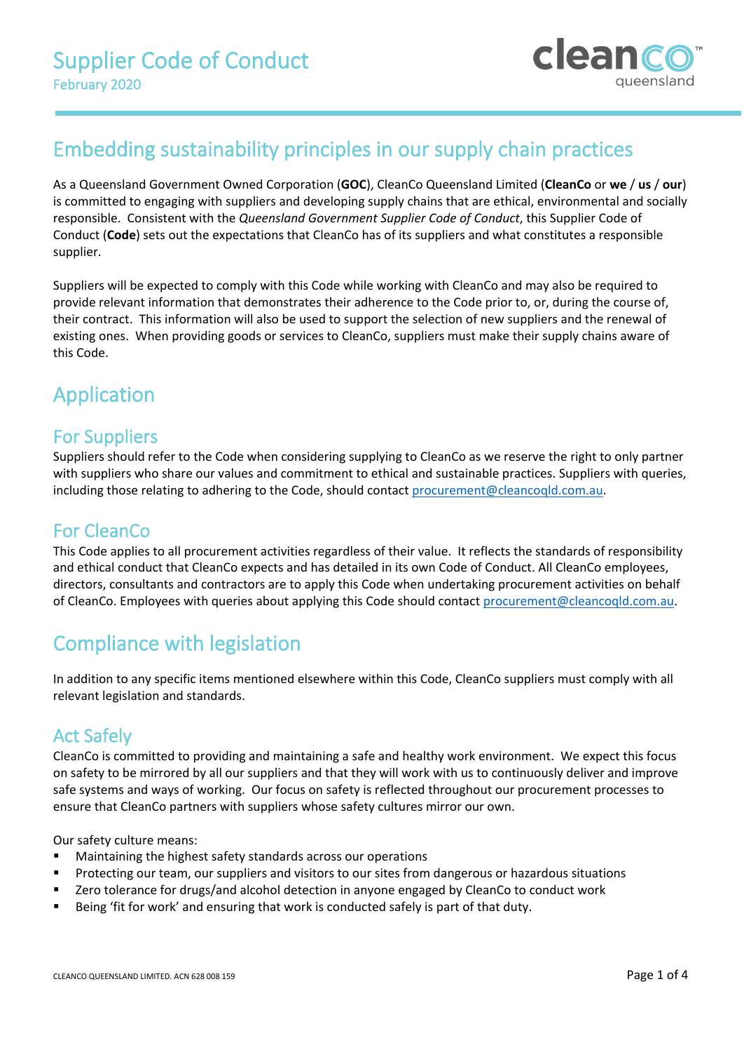# Supplier Code of Conduct

February 2020

## Embedding sustainability principles in our supply chain practices

As a Queensland Government Owned Corporation (**GOC**), CleanCo Queensland Limited (**CleanCo** or **we** / **us** / **our**) is committed to engaging with suppliers and developing supply chains that are ethical, environmental and socially responsible. Consistent with the *Queensland Government Supplier Code of Conduct*, this Supplier Code of Conduct (**Code**) sets out the expectations that CleanCo has of its suppliers and what constitutes a responsible supplier.

Suppliers will be expected to comply with this Code while working with CleanCo and may also be required to provide relevant information that demonstrates their adherence to the Code prior to, or, during the course of, their contract. This information will also be used to support the selection of new suppliers and the renewal of existing ones. When providing goods or services to CleanCo, suppliers must make their supply chains aware of this Code.

## Application

### For Suppliers

Suppliers should refer to the Code when considering supplying to CleanCo as we reserve the right to only partner with suppliers who share our values and commitment to ethical and sustainable practices. Suppliers with queries, including those relating to adhering to the Code, should contact procurement@cleancoqld.com.au.

### For CleanCo

This Code applies to all procurement activities regardless of their value. It reflects the standards of responsibility and ethical conduct that CleanCo expects and has detailed in its own Code of Conduct. All CleanCo employees, directors, consultants and contractors are to apply this Code when undertaking procurement activities on behalf of CleanCo. Employees with queries about applying this Code should contact procurement@cleancoqld.com.au.

## Compliance with legislation

In addition to any specific items mentioned elsewhere within this Code, CleanCo suppliers must comply with all relevant legislation and standards.

### Act Safely

CleanCo is committed to providing and maintaining a safe and healthy work environment. We expect this focus on safety to be mirrored by all our suppliers and that they will work with us to continuously deliver and improve safe systems and ways of working. Our focus on safety is reflected throughout our procurement processes to ensure that CleanCo partners with suppliers whose safety cultures mirror our own.

Our safety culture means:

- Maintaining the highest safety standards across our operations
- Protecting our team, our suppliers and visitors to our sites from dangerous or hazardous situations
- Zero tolerance for drugs/and alcohol detection in anyone engaged by CleanCo to conduct work
- Being 'fit for work' and ensuring that work is conducted safely is part of that duty.

CLEANCO QUEENSLAND LIMITED. ACN 628 008 159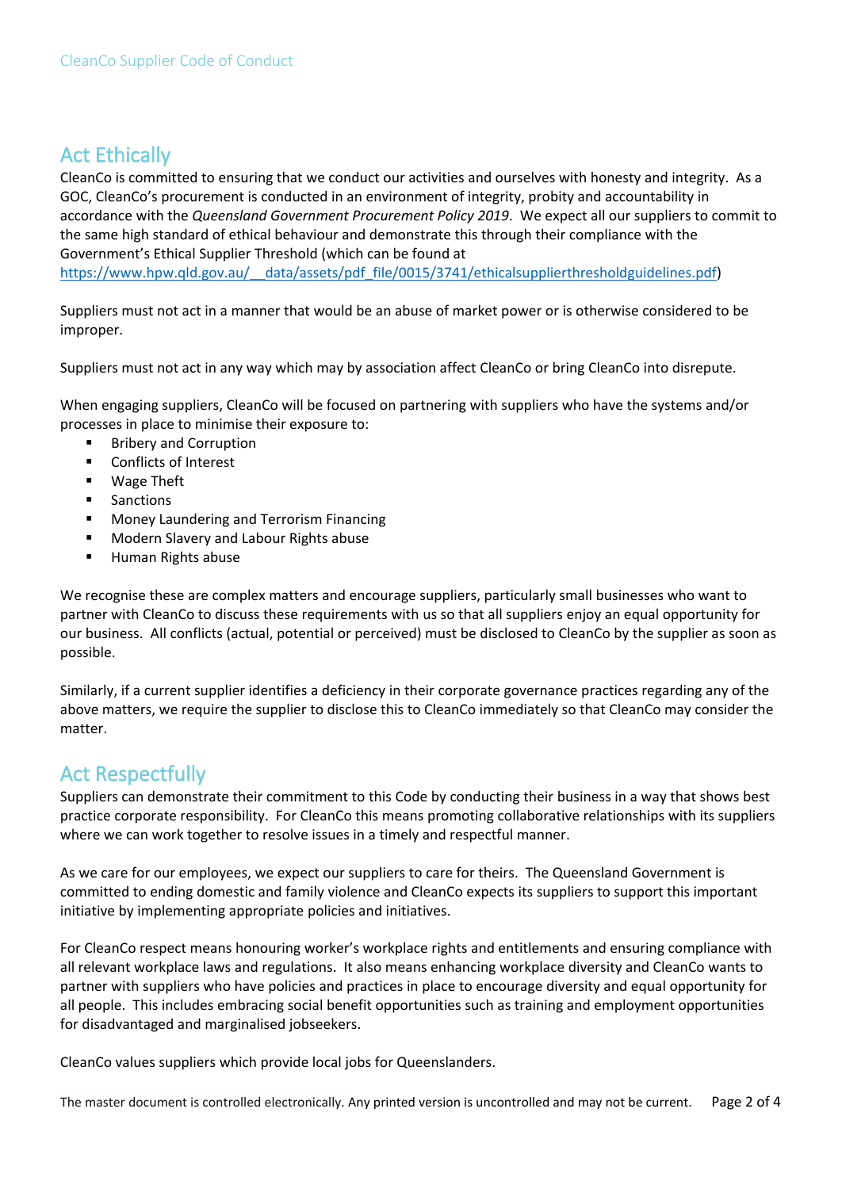## Act Ethically

CleanCo is committed to ensuring that we conduct our activities and ourselves with honesty and integrity. As a GOC, CleanCo's procurement is conducted in an environment of integrity, probity and accountability in accordance with the *Queensland Government Procurement Policy 2019*. We expect all our suppliers to commit to the same high standard of ethical behaviour and demonstrate this through their compliance with the Government's Ethical Supplier Threshold (which can be found at https://www.hpw.qld.gov.au/__data/assets/pdf_file/0015/3741/ethicalsupplierthresholdguidelines.pdf)

Suppliers must not act in a manner that would be an abuse of market power or is otherwise considered to be improper.

Suppliers must not act in any way which may by association affect CleanCo or bring CleanCo into disrepute.

When engaging suppliers, CleanCo will be focused on partnering with suppliers who have the systems and/or processes in place to minimise their exposure to:

- Bribery and Corruption
- Conflicts of Interest
- Wage Theft
- Sanctions
- Money Laundering and Terrorism Financing
- Modern Slavery and Labour Rights abuse
- Human Rights abuse

We recognise these are complex matters and encourage suppliers, particularly small businesses who want to partner with CleanCo to discuss these requirements with us so that all suppliers enjoy an equal opportunity for our business. All conflicts (actual, potential or perceived) must be disclosed to CleanCo by the supplier as soon as possible.

Similarly, if a current supplier identifies a deficiency in their corporate governance practices regarding any of the above matters, we require the supplier to disclose this to CleanCo immediately so that CleanCo may consider the matter.

## Act Respectfully

Suppliers can demonstrate their commitment to this Code by conducting their business in a way that shows best practice corporate responsibility. For CleanCo this means promoting collaborative relationships with its suppliers where we can work together to resolve issues in a timely and respectful manner.

As we care for our employees, we expect our suppliers to care for theirs. The Queensland Government is committed to ending domestic and family violence and CleanCo expects its suppliers to support this important initiative by implementing appropriate policies and initiatives.

For CleanCo respect means honouring worker's workplace rights and entitlements and ensuring compliance with all relevant workplace laws and regulations. It also means enhancing workplace diversity and CleanCo wants to partner with suppliers who have policies and practices in place to encourage diversity and equal opportunity for all people. This includes embracing social benefit opportunities such as training and employment opportunities for disadvantaged and marginalised jobseekers.

CleanCo values suppliers which provide local jobs for Queenslanders.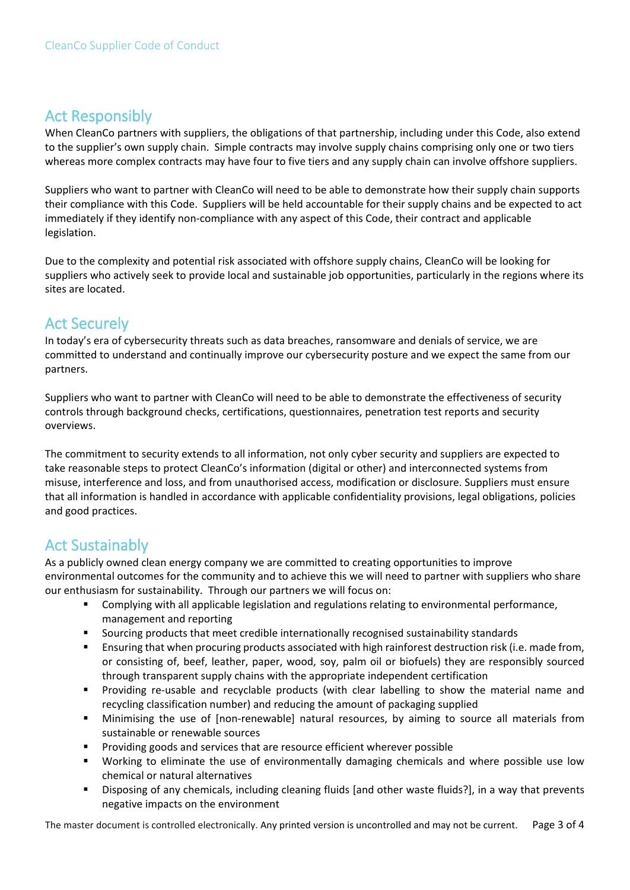## Act Responsibly

When CleanCo partners with suppliers, the obligations of that partnership, including under this Code, also extend to the supplier's own supply chain. Simple contracts may involve supply chains comprising only one or two tiers whereas more complex contracts may have four to five tiers and any supply chain can involve offshore suppliers.

Suppliers who want to partner with CleanCo will need to be able to demonstrate how their supply chain supports their compliance with this Code. Suppliers will be held accountable for their supply chains and be expected to act immediately if they identify non-compliance with any aspect of this Code, their contract and applicable legislation.

Due to the complexity and potential risk associated with offshore supply chains, CleanCo will be looking for suppliers who actively seek to provide local and sustainable job opportunities, particularly in the regions where its sites are located.

## Act Securely

In today's era of cybersecurity threats such as data breaches, ransomware and denials of service, we are committed to understand and continually improve our cybersecurity posture and we expect the same from our partners.

Suppliers who want to partner with CleanCo will need to be able to demonstrate the effectiveness of security controls through background checks, certifications, questionnaires, penetration test reports and security overviews.

The commitment to security extends to all information, not only cyber security and suppliers are expected to take reasonable steps to protect CleanCo's information (digital or other) and interconnected systems from misuse, interference and loss, and from unauthorised access, modification or disclosure. Suppliers must ensure that all information is handled in accordance with applicable confidentiality provisions, legal obligations, policies and good practices.

## Act Sustainably

As a publicly owned clean energy company we are committed to creating opportunities to improve environmental outcomes for the community and to achieve this we will need to partner with suppliers who share our enthusiasm for sustainability. Through our partners we will focus on:

- Complying with all applicable legislation and regulations relating to environmental performance, management and reporting
- Sourcing products that meet credible internationally recognised sustainability standards
- Ensuring that when procuring products associated with high rainforest destruction risk (i.e. made from, or consisting of, beef, leather, paper, wood, soy, palm oil or biofuels) they are responsibly sourced through transparent supply chains with the appropriate independent certification
- Providing re-usable and recyclable products (with clear labelling to show the material name and recycling classification number) and reducing the amount of packaging supplied
- Minimising the use of [non-renewable] natural resources, by aiming to source all materials from sustainable or renewable sources
- Providing goods and services that are resource efficient wherever possible
- Working to eliminate the use of environmentally damaging chemicals and where possible use low chemical or natural alternatives
- Disposing of any chemicals, including cleaning fluids [and other waste fluids?], in a way that prevents negative impacts on the environment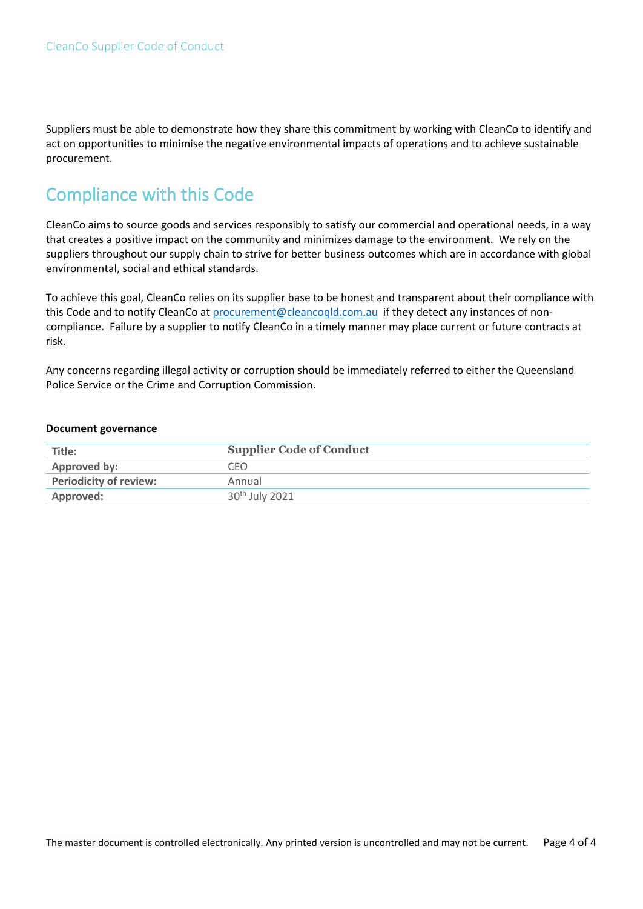Suppliers must be able to demonstrate how they share this commitment by working with CleanCo to identify and act on opportunities to minimise the negative environmental impacts of operations and to achieve sustainable procurement.

## Compliance with this Code

CleanCo aims to source goods and services responsibly to satisfy our commercial and operational needs, in a way that creates a positive impact on the community and minimizes damage to the environment. We rely on the suppliers throughout our supply chain to strive for better business outcomes which are in accordance with global environmental, social and ethical standards.

To achieve this goal, CleanCo relies on its supplier base to be honest and transparent about their compliance with this Code and to notify CleanCo at procurement@cleancoqld.com.au if they detect any instances of non-compliance. Failure by a supplier to notify CleanCo in a timely manner may place current or future contracts at risk.

Any concerns regarding illegal activity or corruption should be immediately referred to either the Queensland Police Service or the Crime and Corruption Commission.

**Document governance**

| | |
|---|---|
| **Title:** | **Supplier Code of Conduct** |
| **Approved by:** | CEO |
| **Periodicity of review:** | Annual |
| **Approved:** | 30th July 2021 |

The master document is controlled electronically. Any printed version is uncontrolled and may not be current.